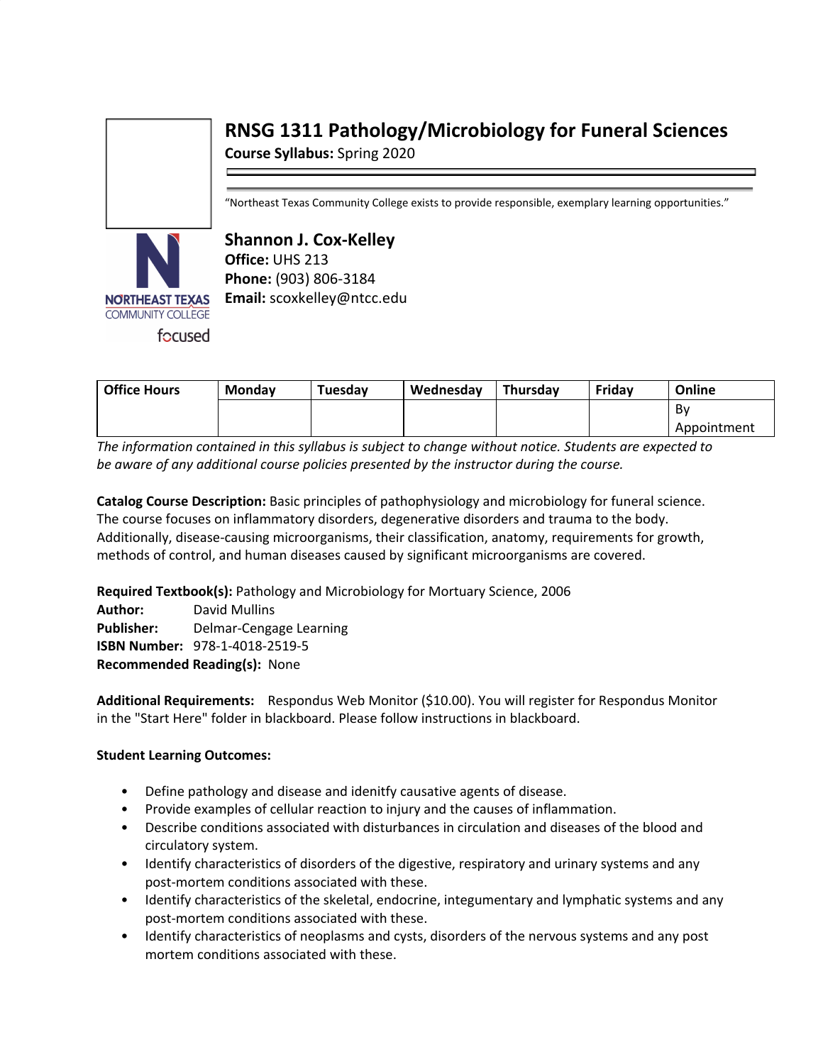# RNSG 1311 Pathology/Microbiology for Funeral Sciences

**Course Syllabus:** Spring 2020

"Northeast Texas Community College exists to provide responsible, exemplary learning opportunities."

## Shannon J. Cox-Kelley

**Office:** UHS 213
**Phone:** (903) 806-3184
**Email:** scoxkelley@ntcc.edu

| Office Hours | Monday | Tuesday | Wednesday | Thursday | Friday | Online |
|---|---|---|---|---|---|---|
| | | | | | | By Appointment |

*The information contained in this syllabus is subject to change without notice. Students are expected to be aware of any additional course policies presented by the instructor during the course.*

**Catalog Course Description:** Basic principles of pathophysiology and microbiology for funeral science. The course focuses on inflammatory disorders, degenerative disorders and trauma to the body. Additionally, disease-causing microorganisms, their classification, anatomy, requirements for growth, methods of control, and human diseases caused by significant microorganisms are covered.

**Required Textbook(s):** Pathology and Microbiology for Mortuary Science, 2006
**Author:** David Mullins
**Publisher:** Delmar-Cengage Learning
**ISBN Number:** 978-1-4018-2519-5
**Recommended Reading(s):** None

**Additional Requirements:** Respondus Web Monitor ($10.00). You will register for Respondus Monitor in the "Start Here" folder in blackboard. Please follow instructions in blackboard.

**Student Learning Outcomes:**

- Define pathology and disease and idenitfy causative agents of disease.
- Provide examples of cellular reaction to injury and the causes of inflammation.
- Describe conditions associated with disturbances in circulation and diseases of the blood and circulatory system.
- Identify characteristics of disorders of the digestive, respiratory and urinary systems and any post-mortem conditions associated with these.
- Identify characteristics of the skeletal, endocrine, integumentary and lymphatic systems and any post-mortem conditions associated with these.
- Identify characteristics of neoplasms and cysts, disorders of the nervous systems and any post mortem conditions associated with these.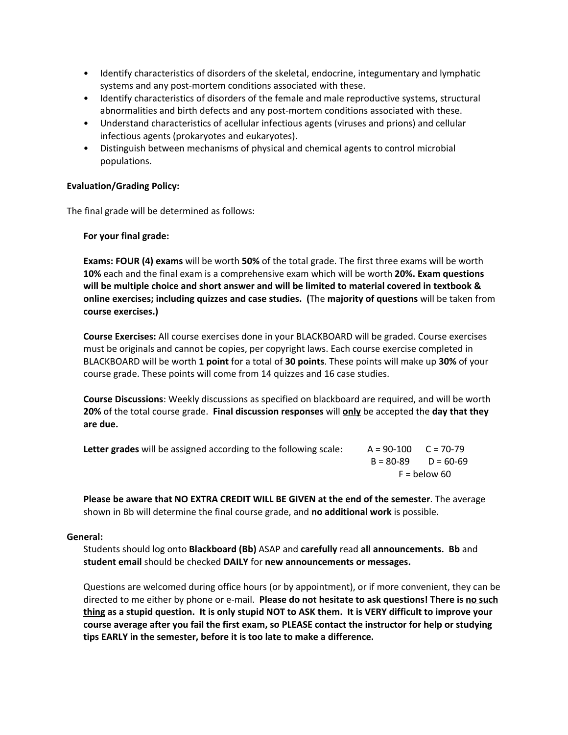- Identify characteristics of disorders of the skeletal, endocrine, integumentary and lymphatic systems and any post-mortem conditions associated with these.
- Identify characteristics of disorders of the female and male reproductive systems, structural abnormalities and birth defects and any post-mortem conditions associated with these.
- Understand characteristics of acellular infectious agents (viruses and prions) and cellular infectious agents (prokaryotes and eukaryotes).
- Distinguish between mechanisms of physical and chemical agents to control microbial populations.

**Evaluation/Grading Policy:**

The final grade will be determined as follows:

**For your final grade:**

**Exams: FOUR (4) exams** will be worth **50%** of the total grade. The first three exams will be worth **10%** each and the final exam is a comprehensive exam which will be worth **20%. Exam questions will be multiple choice and short answer and will be limited to material covered in textbook & online exercises; including quizzes and case studies. (**The **majority of questions** will be taken from **course exercises.)**

**Course Exercises:** All course exercises done in your BLACKBOARD will be graded. Course exercises must be originals and cannot be copies, per copyright laws. Each course exercise completed in BLACKBOARD will be worth **1 point** for a total of **30 points**. These points will make up **30%** of your course grade. These points will come from 14 quizzes and 16 case studies.

**Course Discussions**: Weekly discussions as specified on blackboard are required, and will be worth **20%** of the total course grade. **Final discussion responses** will **only** be accepted the **day that they are due.**

**Letter grades** will be assigned according to the following scale:

A = 90-100
B = 80-89
C = 70-79
D = 60-69
F = below 60

**Please be aware that NO EXTRA CREDIT WILL BE GIVEN at the end of the semester**. The average shown in Bb will determine the final course grade, and **no additional work** is possible.

**General:**

Students should log onto **Blackboard (Bb)** ASAP and **carefully** read **all announcements. Bb** and **student email** should be checked **DAILY** for **new announcements or messages.**

Questions are welcomed during office hours (or by appointment), or if more convenient, they can be directed to me either by phone or e-mail. **Please do not hesitate to ask questions! There is no such thing as a stupid question. It is only stupid NOT to ASK them. It is VERY difficult to improve your course average after you fail the first exam, so PLEASE contact the instructor for help or studying tips EARLY in the semester, before it is too late to make a difference.**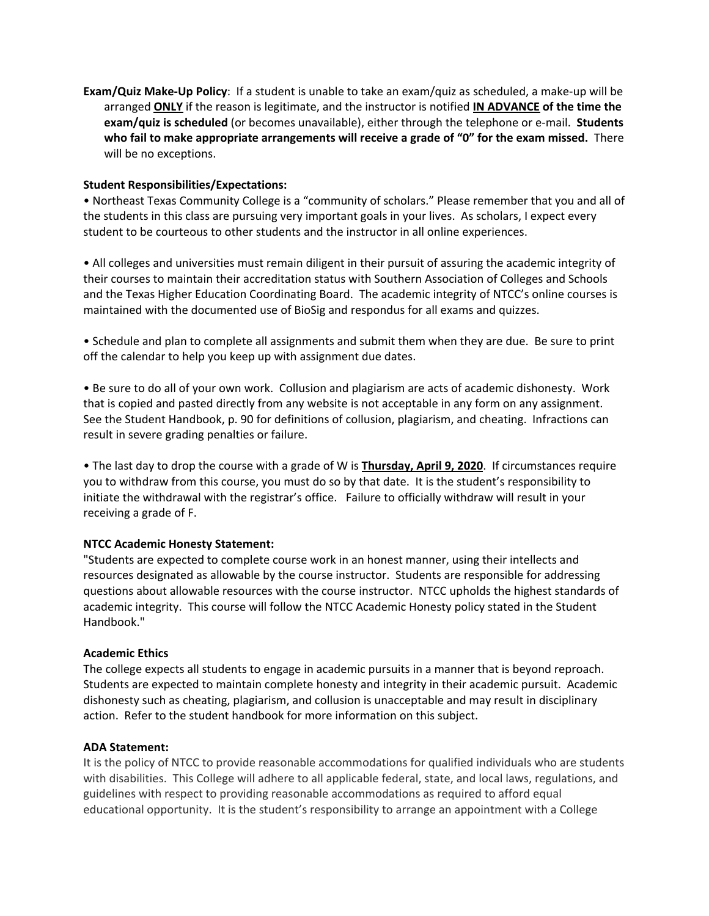**Exam/Quiz Make-Up Policy**: If a student is unable to take an exam/quiz as scheduled, a make-up will be arranged **ONLY** if the reason is legitimate, and the instructor is notified **IN ADVANCE of the time the exam/quiz is scheduled** (or becomes unavailable), either through the telephone or e-mail. **Students who fail to make appropriate arrangements will receive a grade of "0" for the exam missed.** There will be no exceptions.

**Student Responsibilities/Expectations:**

• Northeast Texas Community College is a "community of scholars." Please remember that you and all of the students in this class are pursuing very important goals in your lives. As scholars, I expect every student to be courteous to other students and the instructor in all online experiences.

• All colleges and universities must remain diligent in their pursuit of assuring the academic integrity of their courses to maintain their accreditation status with Southern Association of Colleges and Schools and the Texas Higher Education Coordinating Board. The academic integrity of NTCC's online courses is maintained with the documented use of BioSig and respondus for all exams and quizzes.

• Schedule and plan to complete all assignments and submit them when they are due. Be sure to print off the calendar to help you keep up with assignment due dates.

• Be sure to do all of your own work. Collusion and plagiarism are acts of academic dishonesty. Work that is copied and pasted directly from any website is not acceptable in any form on any assignment. See the Student Handbook, p. 90 for definitions of collusion, plagiarism, and cheating. Infractions can result in severe grading penalties or failure.

• The last day to drop the course with a grade of W is **Thursday, April 9, 2020**. If circumstances require you to withdraw from this course, you must do so by that date. It is the student's responsibility to initiate the withdrawal with the registrar's office. Failure to officially withdraw will result in your receiving a grade of F.

**NTCC Academic Honesty Statement:**

"Students are expected to complete course work in an honest manner, using their intellects and resources designated as allowable by the course instructor. Students are responsible for addressing questions about allowable resources with the course instructor. NTCC upholds the highest standards of academic integrity. This course will follow the NTCC Academic Honesty policy stated in the Student Handbook."

**Academic Ethics**

The college expects all students to engage in academic pursuits in a manner that is beyond reproach. Students are expected to maintain complete honesty and integrity in their academic pursuit. Academic dishonesty such as cheating, plagiarism, and collusion is unacceptable and may result in disciplinary action. Refer to the student handbook for more information on this subject.

**ADA Statement:**

It is the policy of NTCC to provide reasonable accommodations for qualified individuals who are students with disabilities. This College will adhere to all applicable federal, state, and local laws, regulations, and guidelines with respect to providing reasonable accommodations as required to afford equal educational opportunity. It is the student's responsibility to arrange an appointment with a College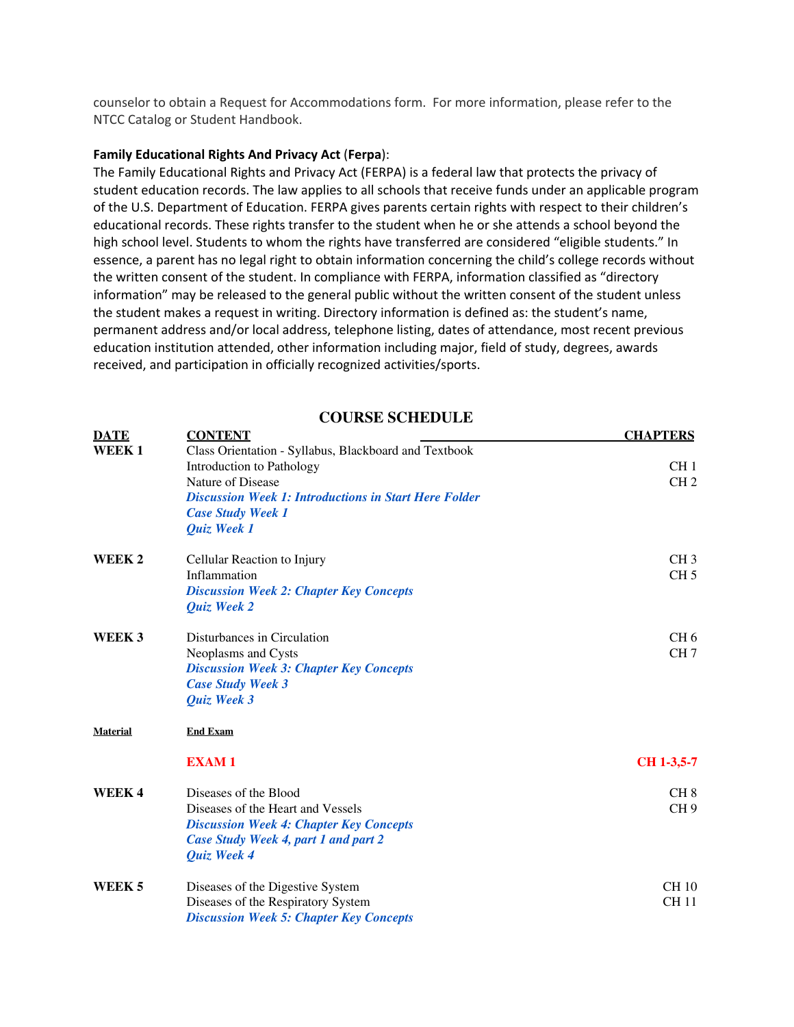counselor to obtain a Request for Accommodations form. For more information, please refer to the NTCC Catalog or Student Handbook.

**Family Educational Rights And Privacy Act (Ferpa)**:

The Family Educational Rights and Privacy Act (FERPA) is a federal law that protects the privacy of student education records. The law applies to all schools that receive funds under an applicable program of the U.S. Department of Education. FERPA gives parents certain rights with respect to their children's educational records. These rights transfer to the student when he or she attends a school beyond the high school level. Students to whom the rights have transferred are considered "eligible students." In essence, a parent has no legal right to obtain information concerning the child's college records without the written consent of the student. In compliance with FERPA, information classified as "directory information" may be released to the general public without the written consent of the student unless the student makes a request in writing. Directory information is defined as: the student's name, permanent address and/or local address, telephone listing, dates of attendance, most recent previous education institution attended, other information including major, field of study, degrees, awards received, and participation in officially recognized activities/sports.

## COURSE SCHEDULE

| DATE | CONTENT | CHAPTERS |
|---|---|---|
| **WEEK 1** | Class Orientation - Syllabus, Blackboard and Textbook | |
| | Introduction to Pathology | CH 1 |
| | Nature of Disease | CH 2 |
| | ***Discussion Week 1: Introductions in Start Here Folder*** | |
| | ***Case Study Week 1*** | |
| | ***Quiz Week 1*** | |
| **WEEK 2** | Cellular Reaction to Injury | CH 3 |
| | Inflammation | CH 5 |
| | ***Discussion Week 2: Chapter Key Concepts*** | |
| | ***Quiz Week 2*** | |
| **WEEK 3** | Disturbances in Circulation | CH 6 |
| | Neoplasms and Cysts | CH 7 |
| | ***Discussion Week 3: Chapter Key Concepts*** | |
| | ***Case Study Week 3*** | |
| | ***Quiz Week 3*** | |
| **Material** | **End Exam** | |
| | **EXAM 1** | **CH 1-3,5-7** |
| **WEEK 4** | Diseases of the Blood | CH 8 |
| | Diseases of the Heart and Vessels | CH 9 |
| | ***Discussion Week 4: Chapter Key Concepts*** | |
| | ***Case Study Week 4, part 1 and part 2*** | |
| | ***Quiz Week 4*** | |
| **WEEK 5** | Diseases of the Digestive System | CH 10 |
| | Diseases of the Respiratory System | CH 11 |
| | ***Discussion Week 5: Chapter Key Concepts*** | |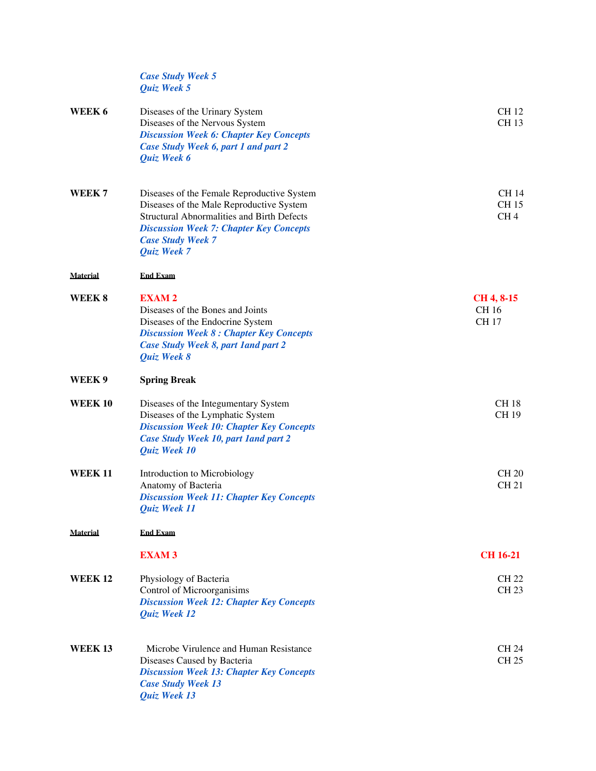| | | |
|---|---|---|
| | ***Case Study Week 5*** | |
| | ***Quiz Week 5*** | |
| **WEEK 6** | Diseases of the Urinary System | CH 12 |
| | Diseases of the Nervous System | CH 13 |
| | ***Discussion Week 6: Chapter Key Concepts*** | |
| | ***Case Study Week 6, part 1 and part 2*** | |
| | ***Quiz Week 6*** | |
| **WEEK 7** | Diseases of the Female Reproductive System | CH 14 |
| | Diseases of the Male Reproductive System | CH 15 |
| | Structural Abnormalities and Birth Defects | CH 4 |
| | ***Discussion Week 7: Chapter Key Concepts*** | |
| | ***Case Study Week 7*** | |
| | ***Quiz Week 7*** | |
| **Material** | **End Exam** | |
| **WEEK 8** | **EXAM 2** | **CH 4, 8-15** |
| | Diseases of the Bones and Joints | CH 16 |
| | Diseases of the Endocrine System | CH 17 |
| | ***Discussion Week 8 : Chapter Key Concepts*** | |
| | ***Case Study Week 8, part 1and part 2*** | |
| | ***Quiz Week 8*** | |
| **WEEK 9** | **Spring Break** | |
| **WEEK 10** | Diseases of the Integumentary System | CH 18 |
| | Diseases of the Lymphatic System | CH 19 |
| | ***Discussion Week 10: Chapter Key Concepts*** | |
| | ***Case Study Week 10, part 1and part 2*** | |
| | ***Quiz Week 10*** | |
| **WEEK 11** | Introduction to Microbiology | CH 20 |
| | Anatomy of Bacteria | CH 21 |
| | ***Discussion Week 11: Chapter Key Concepts*** | |
| | ***Quiz Week 11*** | |
| **Material** | **End Exam** | |
| | **EXAM 3** | **CH 16-21** |
| **WEEK 12** | Physiology of Bacteria | CH 22 |
| | Control of Microorganisims | CH 23 |
| | ***Discussion Week 12: Chapter Key Concepts*** | |
| | ***Quiz Week 12*** | |
| **WEEK 13** | Microbe Virulence and Human Resistance | CH 24 |
| | Diseases Caused by Bacteria | CH 25 |
| | ***Discussion Week 13: Chapter Key Concepts*** | |
| | ***Case Study Week 13*** | |
| | ***Quiz Week 13*** | |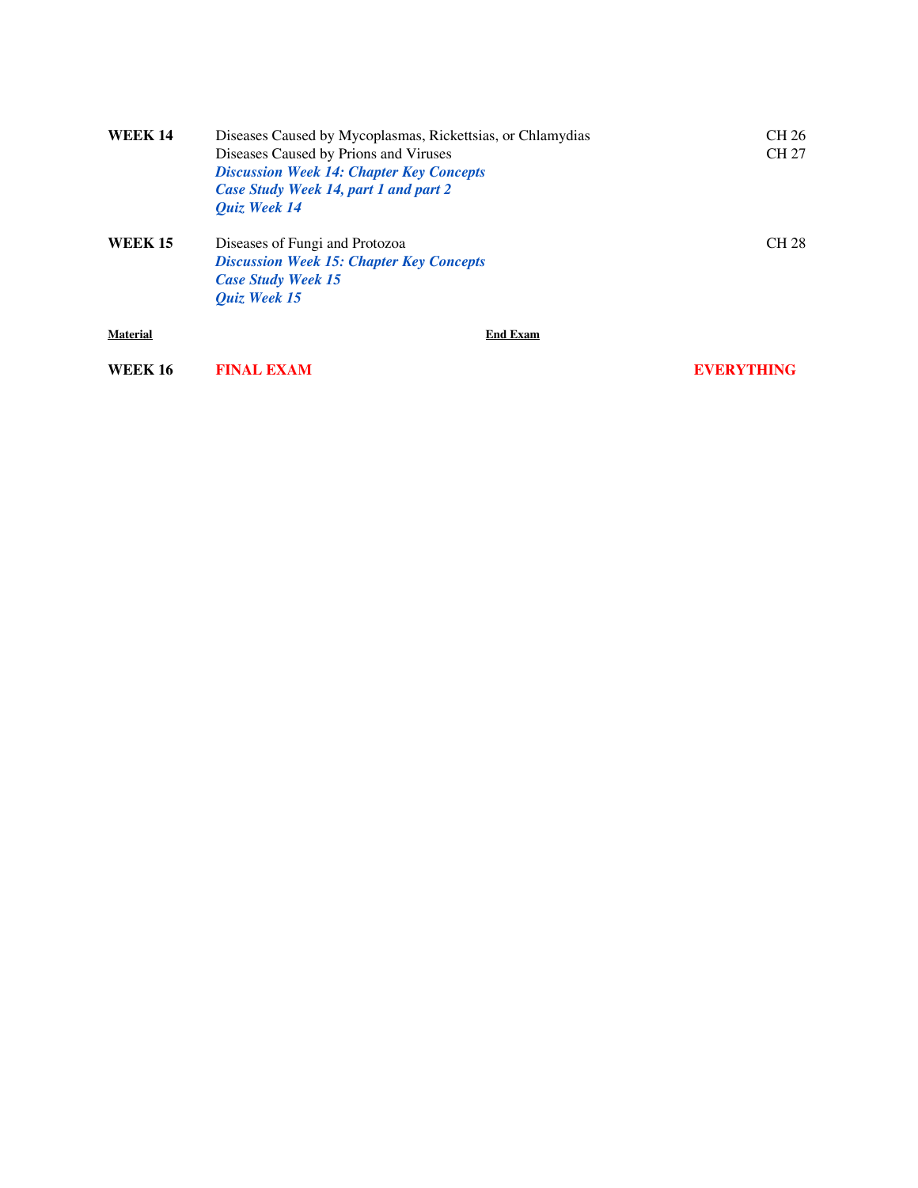| | | |
|---|---|---|
| **WEEK 14** | Diseases Caused by Mycoplasmas, Rickettsias, or Chlamydias<br>Diseases Caused by Prions and Viruses<br>***Discussion Week 14: Chapter Key Concepts***<br>***Case Study Week 14, part 1 and part 2***<br>***Quiz Week 14*** | CH 26<br>CH 27 |
| **WEEK 15** | Diseases of Fungi and Protozoa<br>***Discussion Week 15: Chapter Key Concepts***<br>***Case Study Week 15***<br>***Quiz Week 15*** | CH 28 |

**Material** **End Exam**

| | | |
|---|---|---|
| **WEEK 16** | **FINAL EXAM** | **EVERYTHING** |